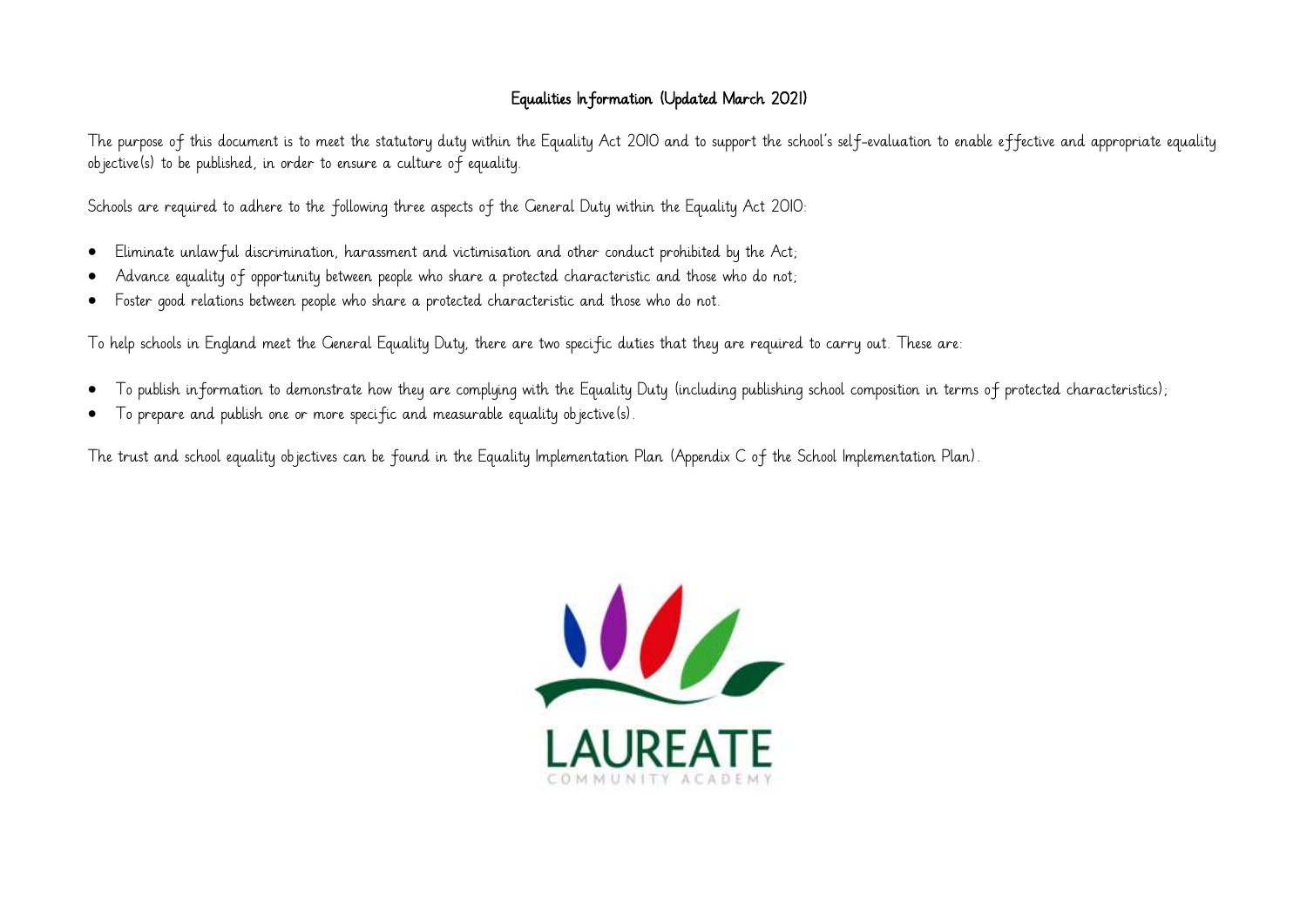# Equalities Information (Updated March 2021)

The purpose of this document is to meet the statutory duty within the Equality Act 2010 and to support the school's self-evaluation to enable effective and appropriate equality objective(s) to be published, in order to ensure a culture of equality.

Schools are required to adhere to the following three aspects of the General Duty within the Equality Act 2010:

- Eliminate unlawful discrimination, harassment and victimisation and other conduct prohibited by the Act;
- Advance equality of opportunity between people who share a protected characteristic and those who do not;
- Foster good relations between people who share a protected characteristic and those who do not.

To help schools in England meet the General Equality Duty, there are two specific duties that they are required to carry out. These are:

- To publish information to demonstrate how they are complying with the Equality Duty (including publishing school composition in terms of protected characteristics);
- To prepare and publish one or more specific and measurable equality objective(s).

The trust and school equality objectives can be found in the Equality Implementation Plan (Appendix C of the School Implementation Plan).

LAUREATE

COMMUNITY ACADEMY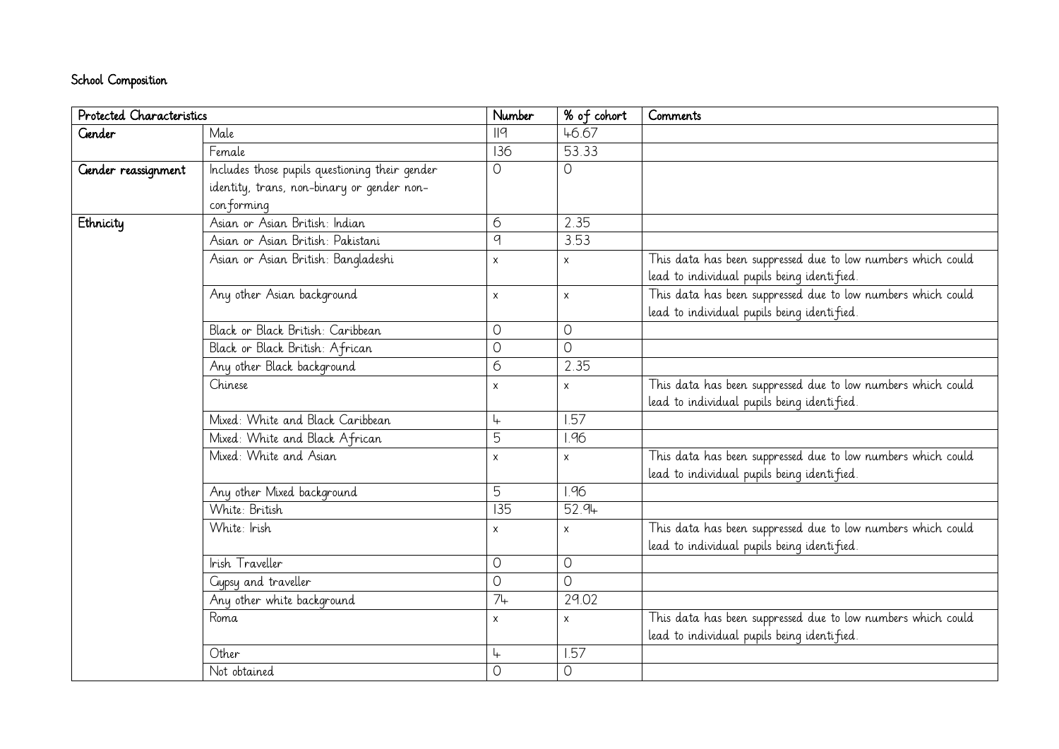## School Composition

| Protected Characteristics | | Number | % of cohort | Comments |
|---|---|---|---|---|
| **Gender** | Male | 119 | 46.67 | |
| | Female | 136 | 53.33 | |
| **Gender reassignment** | Includes those pupils questioning their gender identity, trans, non-binary or gender non-conforming | 0 | 0 | |
| **Ethnicity** | Asian or Asian British: Indian | 6 | 2.35 | |
| | Asian or Asian British: Pakistani | 9 | 3.53 | |
| | Asian or Asian British: Bangladeshi | x | x | This data has been suppressed due to low numbers which could lead to individual pupils being identified. |
| | Any other Asian background | x | x | This data has been suppressed due to low numbers which could lead to individual pupils being identified. |
| | Black or Black British: Caribbean | 0 | 0 | |
| | Black or Black British: African | 0 | 0 | |
| | Any other Black background | 6 | 2.35 | |
| | Chinese | x | x | This data has been suppressed due to low numbers which could lead to individual pupils being identified. |
| | Mixed: White and Black Caribbean | 4 | 1.57 | |
| | Mixed: White and Black African | 5 | 1.96 | |
| | Mixed: White and Asian | x | x | This data has been suppressed due to low numbers which could lead to individual pupils being identified. |
| | Any other Mixed background | 5 | 1.96 | |
| | White: British | 135 | 52.94 | |
| | White: Irish | x | x | This data has been suppressed due to low numbers which could lead to individual pupils being identified. |
| | Irish Traveller | 0 | 0 | |
| | Gypsy and traveller | 0 | 0 | |
| | Any other white background | 74 | 29.02 | |
| | Roma | x | x | This data has been suppressed due to low numbers which could lead to individual pupils being identified. |
| | Other | 4 | 1.57 | |
| | Not obtained | 0 | 0 | |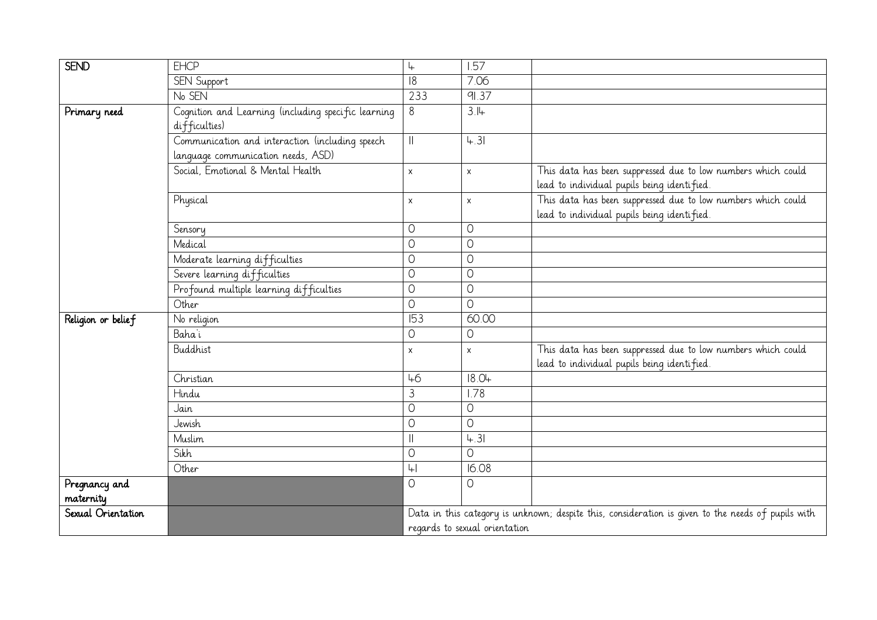| | | | | |
|---|---|---|---|---|
| **SEND** | EHCP | 4 | 1.57 | |
| | SEN Support | 18 | 7.06 | |
| | No SEN | 233 | 91.37 | |
| **Primary need** | Cognition and Learning (including specific learning difficulties) | 8 | 3.14 | |
| | Communication and interaction (including speech language communication needs, ASD) | 11 | 4.31 | |
| | Social, Emotional & Mental Health | x | x | This data has been suppressed due to low numbers which could lead to individual pupils being identified. |
| | Physical | x | x | This data has been suppressed due to low numbers which could lead to individual pupils being identified. |
| | Sensory | 0 | 0 | |
| | Medical | 0 | 0 | |
| | Moderate learning difficulties | 0 | 0 | |
| | Severe learning difficulties | 0 | 0 | |
| | Profound multiple learning difficulties | 0 | 0 | |
| | Other | 0 | 0 | |
| **Religion or belief** | No religion | 153 | 60.00 | |
| | Baha'i | 0 | 0 | |
| | Buddhist | x | x | This data has been suppressed due to low numbers which could lead to individual pupils being identified. |
| | Christian | 46 | 18.04 | |
| | Hindu | 3 | 1.78 | |
| | Jain | 0 | 0 | |
| | Jewish | 0 | 0 | |
| | Muslim | 11 | 4.31 | |
| | Sikh | 0 | 0 | |
| | Other | 41 | 16.08 | |
| **Pregnancy and maternity** | | 0 | 0 | |
| **Sexual Orientation** | | Data in this category is unknown; despite this, consideration is given to the needs of pupils with regards to sexual orientation | | |